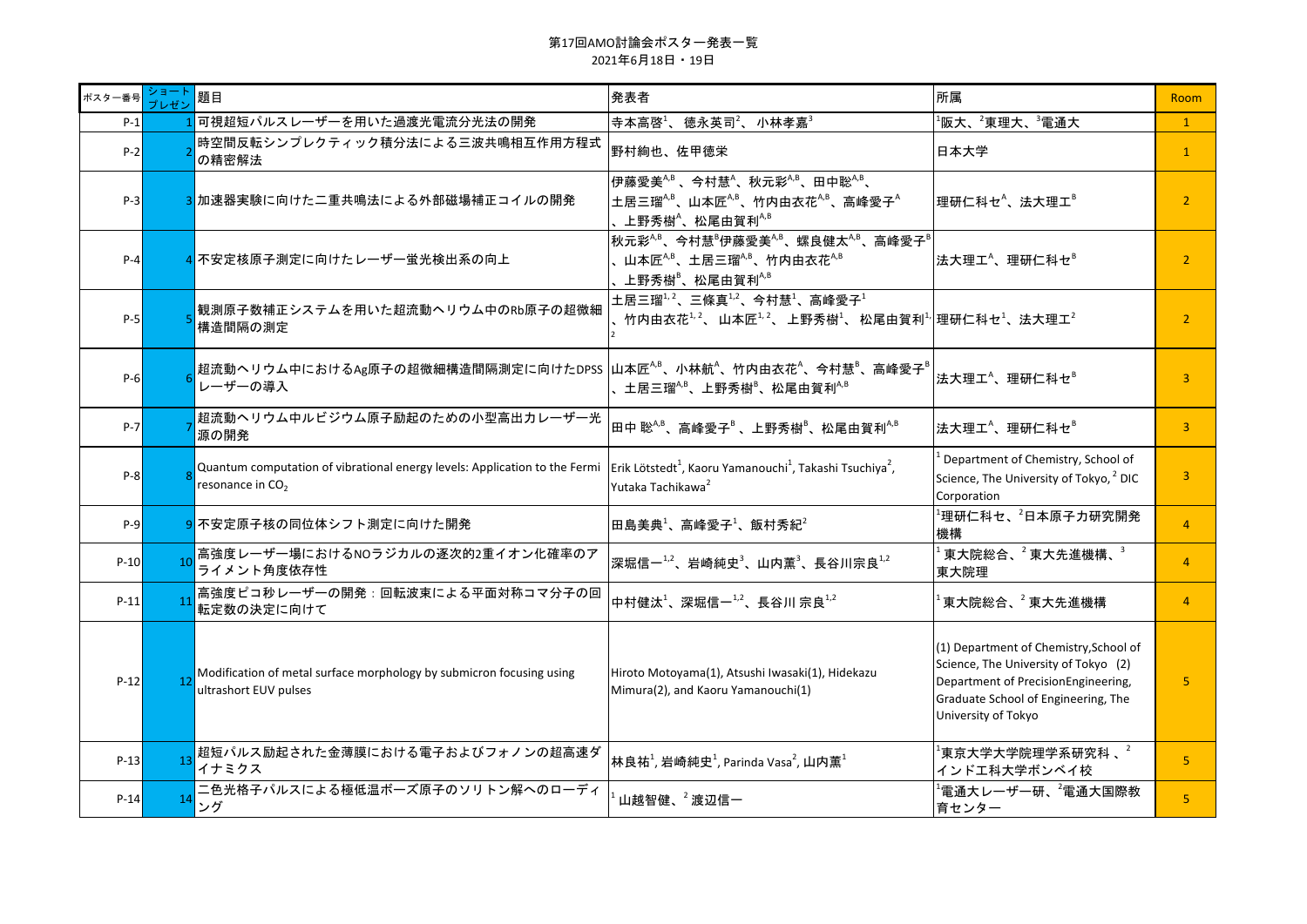第17回AMO討論会ポスター発表一覧

2021年6月18日・19日

| ポスター番号 | ショートプレゼン | 題目 | 発表者 | 所属 | Room |
|---|---|---|---|---|---|
| P-1 | 1 | 可視超短パルスレーザーを用いた過渡光電流分光法の開発 | 寺本高啓[1]、徳永英司[2]、小林孝嘉[3] | [1]阪大、[2]東理大、[3]電通大 | 1 |
| P-2 | 2 | 時空間反転シンプレクティック積分法による三波共鳴相互作用方程式の精密解法 | 野村絢也、佐甲徳栄 | 日本大学 | 1 |
| P-3 | 3 | 加速器実験に向けた二重共鳴法による外部磁場補正コイルの開発 | 伊藤愛美[A,B]、今村慧[A]、秋元彩[A,B]、田中聡[A,B]、土居三瑠[A,B]、山本匠[A,B]、竹内由衣花[A,B]、高峰愛子[A]、上野秀樹[A]、松尾由賀利[A,B] | 理研仁科セ[A]、法大理工[B] | 2 |
| P-4 | 4 | 不安定核原子測定に向けたレーザー蛍光検出系の向上 | 秋元彩[A,B]、今村慧[B]伊藤愛美[A,B]、蝶良健太[A,B]、高峰愛子[B]、山本匠[A,B]、土居三瑠[A,B]、竹内由衣花[A,B]、上野秀樹[B]、松尾由賀利[A,B] | 法大理工[A]、理研仁科セ[B] | 2 |
| P-5 | 5 | 観測原子数補正システムを用いた超流動ヘリウム中のRb原子の超微細構造間隔の測定 | 土居三瑠[1,2]、三條真[1,2]、今村慧[1]、高峰愛子[1]、竹内由衣花[1,2]、山本匠[1,2]、上野秀樹[1]、松尾由賀利[1,2] | 理研仁科セ[1]、法大理工[2] | 2 |
| P-6 | 6 | 超流動ヘリウム中におけるAg原子の超微細構造間隔測定に向けたDPSSレーザーの導入 | 山本匠[A,B]、小林航[A]、竹内由衣花[A]、今村慧[B]、高峰愛子[B]、土居三瑠[A,B]、上野秀樹[B]、松尾由賀利[A,B] | 法大理工[A]、理研仁科セ[B] | 3 |
| P-7 | 7 | 超流動ヘリウム中ルビジウム原子励起のための小型高出力レーザー光源の開発 | 田中 聡[A,B]、高峰愛子[B]、上野秀樹[B]、松尾由賀利[A,B] | 法大理工[A]、理研仁科セ[B] | 3 |
| P-8 | 8 | Quantum computation of vibrational energy levels: Application to the Fermi resonance in $CO_2$ | Erik Lötstedt[1], Kaoru Yamanouchi[1], Takashi Tsuchiya[2], Yutaka Tachikawa[2] | [1] Department of Chemistry, School of Science, The University of Tokyo, [2] DIC Corporation | 3 |
| P-9 | 9 | 不安定原子核の同位体シフト測定に向けた開発 | 田島美典[1]、高峰愛子[1]、飯村秀紀[2] | [1]理研仁科セ、[2]日本原子力研究開発機構 | 4 |
| P-10 | 10 | 高強度レーザー場におけるNOラジカルの逐次的2重イオン化確率のアライメント角度依存性 | 深堀信一[1,2]、岩崎純史[3]、山内薫[3]、長谷川宗良[1,2] | [1]東大院総合、[2]東大先進機構、[3]東大院理 | 4 |
| P-11 | 11 | 高強度ピコ秒レーザーの開発：回転波束による平面対称コマ分子の回転定数の決定に向けて | 中村健汰[1]、深堀信一[1,2]、長谷川 宗良[1,2] | [1]東大院総合、[2]東大先進機構 | 4 |
| P-12 | 12 | Modification of metal surface morphology by submicron focusing using ultrashort EUV pulses | Hiroto Motoyama(1), Atsushi Iwasaki(1), Hidekazu Mimura(2), and Kaoru Yamanouchi(1) | (1) Department of Chemistry,School of Science, The University of Tokyo (2) Department of PrecisionEngineering, Graduate School of Engineering, The University of Tokyo | 5 |
| P-13 | 13 | 超短パルス励起された金薄膜における電子およびフォノンの超高速ダイナミクス | 林良祐[1], 岩崎純史[1], Parinda Vasa[2], 山内薫[1] | [1]東京大学大学院理学系研究科、[2]インドエ科大学ボンベイ校 | 5 |
| P-14 | 14 | 二色光格子パルスによる極低温ボーズ原子のソリトン解へのローディング | [1]山越智健、[2]渡辺信一 | [1]電通大レーザー研、[2]電通大国際教育センター | 5 |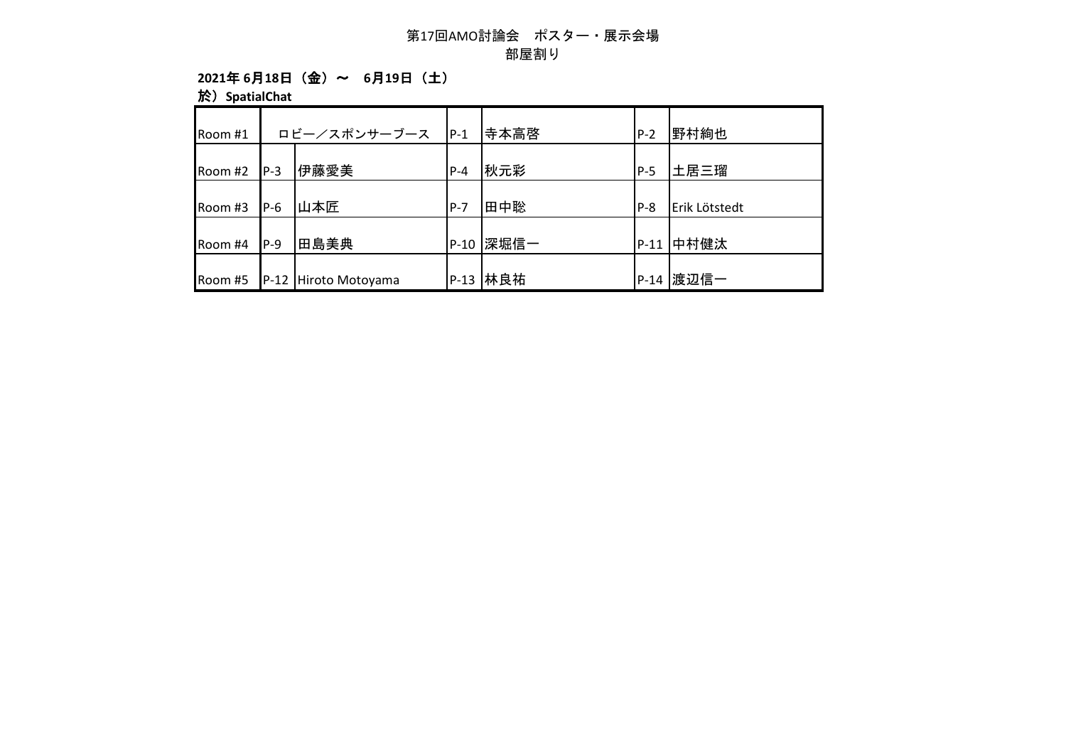第17回AMO討論会　ポスター・展示会場
部屋割り

**2021年 6月18日（金）～　6月19日（土）**
**於）SpatialChat**

| | | | | | | |
|---|---|---|---|---|---|---|
| Room #1 | ロビー／スポンサーブース | | P-1 | 寺本高啓 | P-2 | 野村絢也 |
| Room #2 | P-3 | 伊藤愛美 | P-4 | 秋元彩 | P-5 | 土居三瑠 |
| Room #3 | P-6 | 山本匠 | P-7 | 田中聡 | P-8 | Erik Lötstedt |
| Room #4 | P-9 | 田島美典 | P-10 | 深堀信一 | P-11 | 中村健汰 |
| Room #5 | P-12 | Hiroto Motoyama | P-13 | 林良祐 | P-14 | 渡辺信一 |